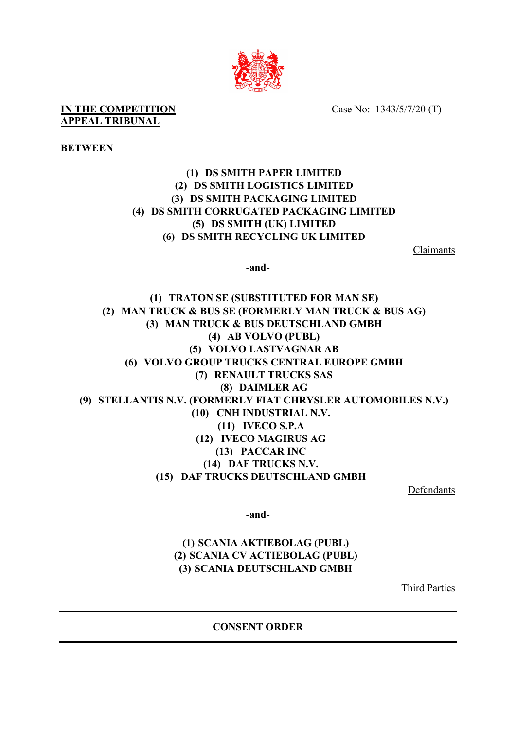**IN THE COMPETITION APPEAL TRIBUNAL**

Case No: 1343/5/7/20 (T)

**BETWEEN**

**(1) DS SMITH PAPER LIMITED**
**(2) DS SMITH LOGISTICS LIMITED**
**(3) DS SMITH PACKAGING LIMITED**
**(4) DS SMITH CORRUGATED PACKAGING LIMITED**
**(5) DS SMITH (UK) LIMITED**
**(6) DS SMITH RECYCLING UK LIMITED**

Claimants

**-and-**

**(1) TRATON SE (SUBSTITUTED FOR MAN SE)**
**(2) MAN TRUCK & BUS SE (FORMERLY MAN TRUCK & BUS AG)**
**(3) MAN TRUCK & BUS DEUTSCHLAND GMBH**
**(4) AB VOLVO (PUBL)**
**(5) VOLVO LASTVAGNAR AB**
**(6) VOLVO GROUP TRUCKS CENTRAL EUROPE GMBH**
**(7) RENAULT TRUCKS SAS**
**(8) DAIMLER AG**
**(9) STELLANTIS N.V. (FORMERLY FIAT CHRYSLER AUTOMOBILES N.V.)**
**(10) CNH INDUSTRIAL N.V.**
**(11) IVECO S.P.A**
**(12) IVECO MAGIRUS AG**
**(13) PACCAR INC**
**(14) DAF TRUCKS N.V.**
**(15) DAF TRUCKS DEUTSCHLAND GMBH**

Defendants

**-and-**

**(1) SCANIA AKTIEBOLAG (PUBL)**
**(2) SCANIA CV ACTIEBOLAG (PUBL)**
**(3) SCANIA DEUTSCHLAND GMBH**

Third Parties

---

**CONSENT ORDER**

---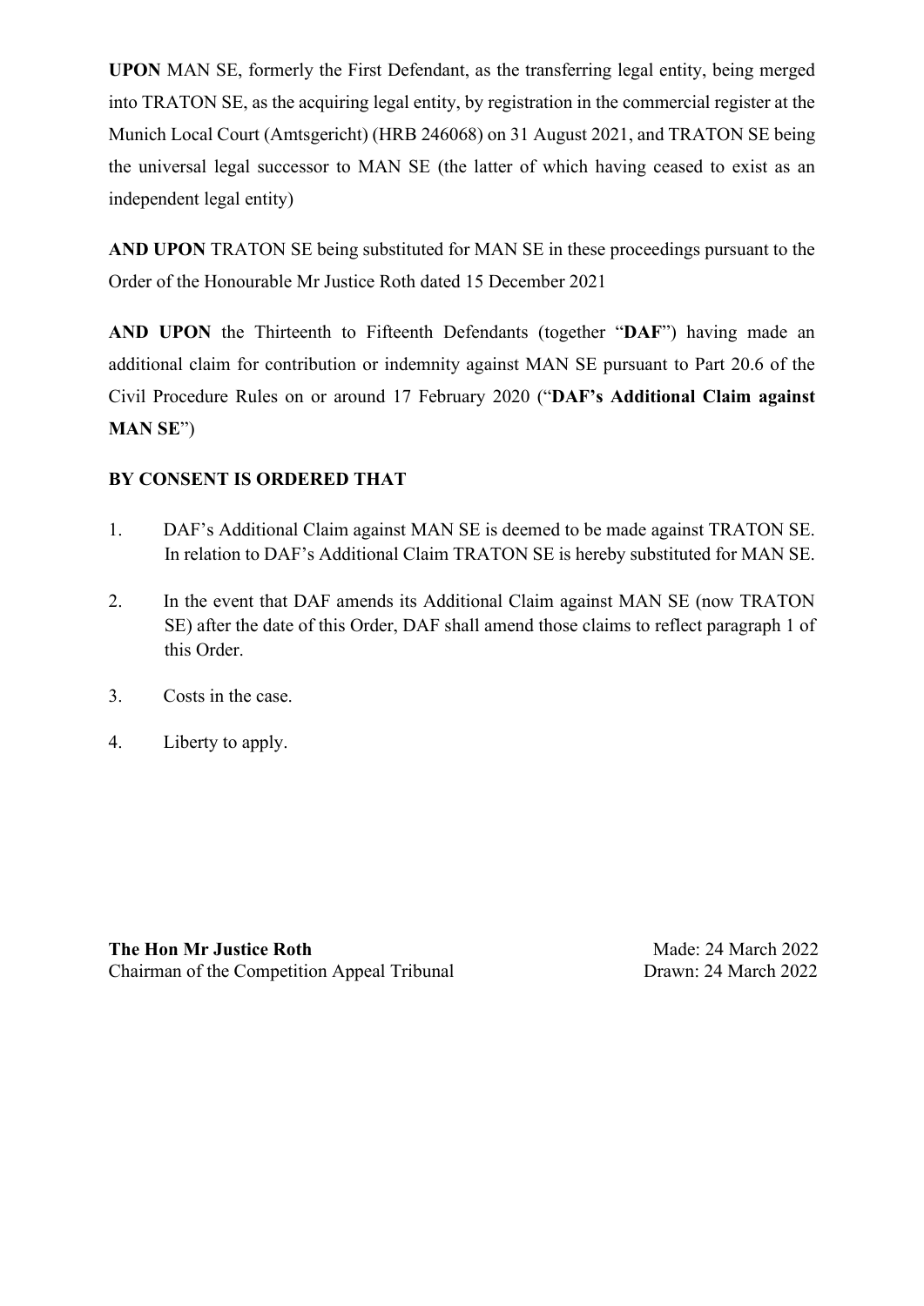**UPON** MAN SE, formerly the First Defendant, as the transferring legal entity, being merged into TRATON SE, as the acquiring legal entity, by registration in the commercial register at the Munich Local Court (Amtsgericht) (HRB 246068) on 31 August 2021, and TRATON SE being the universal legal successor to MAN SE (the latter of which having ceased to exist as an independent legal entity)

**AND UPON** TRATON SE being substituted for MAN SE in these proceedings pursuant to the Order of the Honourable Mr Justice Roth dated 15 December 2021

**AND UPON** the Thirteenth to Fifteenth Defendants (together "**DAF**") having made an additional claim for contribution or indemnity against MAN SE pursuant to Part 20.6 of the Civil Procedure Rules on or around 17 February 2020 ("**DAF's Additional Claim against MAN SE**")

**BY CONSENT IS ORDERED THAT**

1. DAF's Additional Claim against MAN SE is deemed to be made against TRATON SE. In relation to DAF's Additional Claim TRATON SE is hereby substituted for MAN SE.
2. In the event that DAF amends its Additional Claim against MAN SE (now TRATON SE) after the date of this Order, DAF shall amend those claims to reflect paragraph 1 of this Order.
3. Costs in the case.
4. Liberty to apply.

**The Hon Mr Justice Roth**
Chairman of the Competition Appeal Tribunal

Made: 24 March 2022
Drawn: 24 March 2022